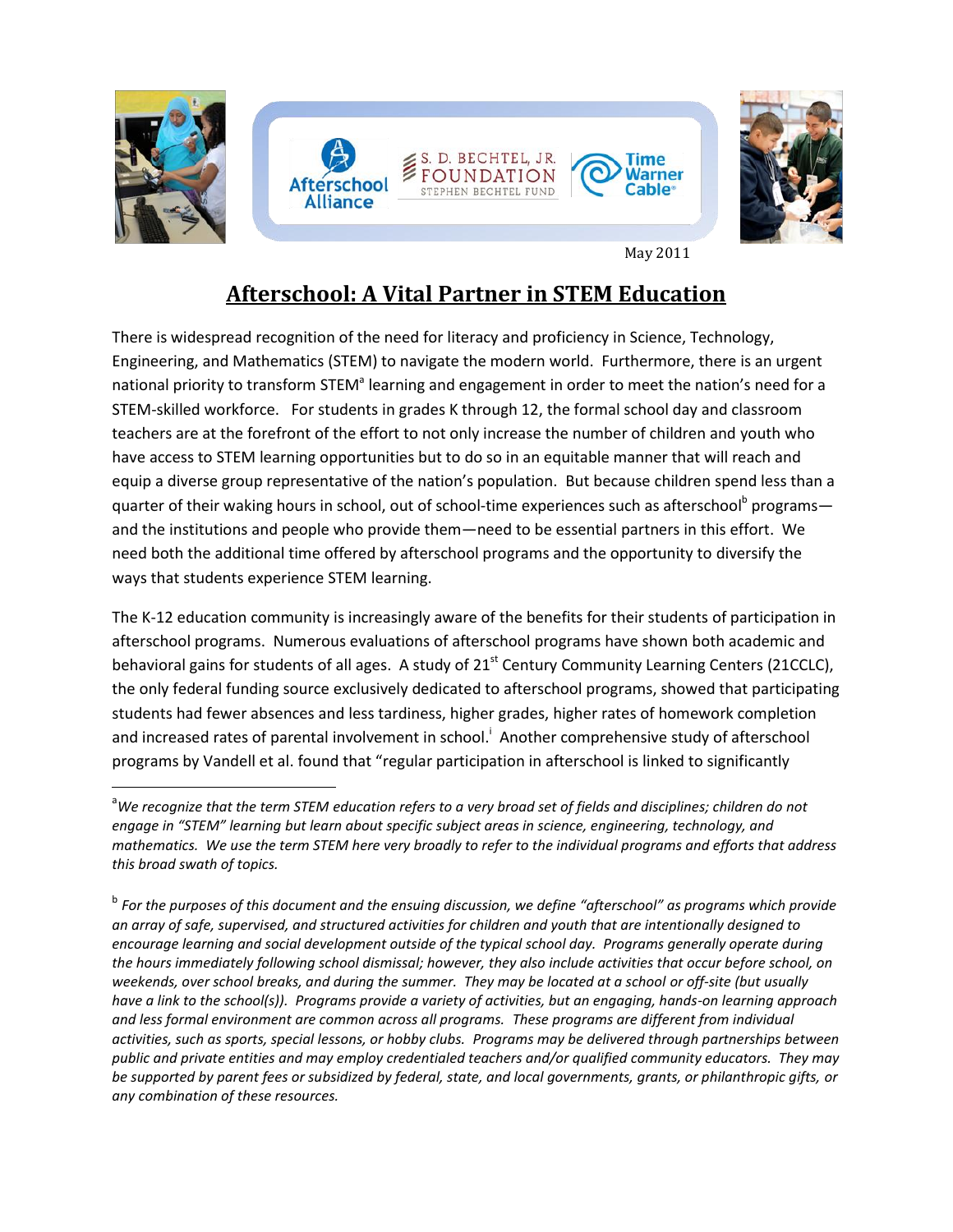May 2011

# Afterschool: A Vital Partner in STEM Education

There is widespread recognition of the need for literacy and proficiency in Science, Technology, Engineering, and Mathematics (STEM) to navigate the modern world. Furthermore, there is an urgent national priority to transform STEM[a] learning and engagement in order to meet the nation's need for a STEM-skilled workforce. For students in grades K through 12, the formal school day and classroom teachers are at the forefront of the effort to not only increase the number of children and youth who have access to STEM learning opportunities but to do so in an equitable manner that will reach and equip a diverse group representative of the nation's population. But because children spend less than a quarter of their waking hours in school, out of school-time experiences such as afterschool[b] programs—and the institutions and people who provide them—need to be essential partners in this effort. We need both the additional time offered by afterschool programs and the opportunity to diversify the ways that students experience STEM learning.

The K-12 education community is increasingly aware of the benefits for their students of participation in afterschool programs. Numerous evaluations of afterschool programs have shown both academic and behavioral gains for students of all ages. A study of 21st Century Community Learning Centers (21CCLC), the only federal funding source exclusively dedicated to afterschool programs, showed that participating students had fewer absences and less tardiness, higher grades, higher rates of homework completion and increased rates of parental involvement in school.[i] Another comprehensive study of afterschool programs by Vandell et al. found that "regular participation in afterschool is linked to significantly

---

[a] *We recognize that the term STEM education refers to a very broad set of fields and disciplines; children do not engage in "STEM" learning but learn about specific subject areas in science, engineering, technology, and mathematics. We use the term STEM here very broadly to refer to the individual programs and efforts that address this broad swath of topics.*

[b] *For the purposes of this document and the ensuing discussion, we define "afterschool" as programs which provide an array of safe, supervised, and structured activities for children and youth that are intentionally designed to encourage learning and social development outside of the typical school day. Programs generally operate during the hours immediately following school dismissal; however, they also include activities that occur before school, on weekends, over school breaks, and during the summer. They may be located at a school or off-site (but usually have a link to the school(s)). Programs provide a variety of activities, but an engaging, hands-on learning approach and less formal environment are common across all programs. These programs are different from individual activities, such as sports, special lessons, or hobby clubs. Programs may be delivered through partnerships between public and private entities and may employ credentialed teachers and/or qualified community educators. They may be supported by parent fees or subsidized by federal, state, and local governments, grants, or philanthropic gifts, or any combination of these resources.*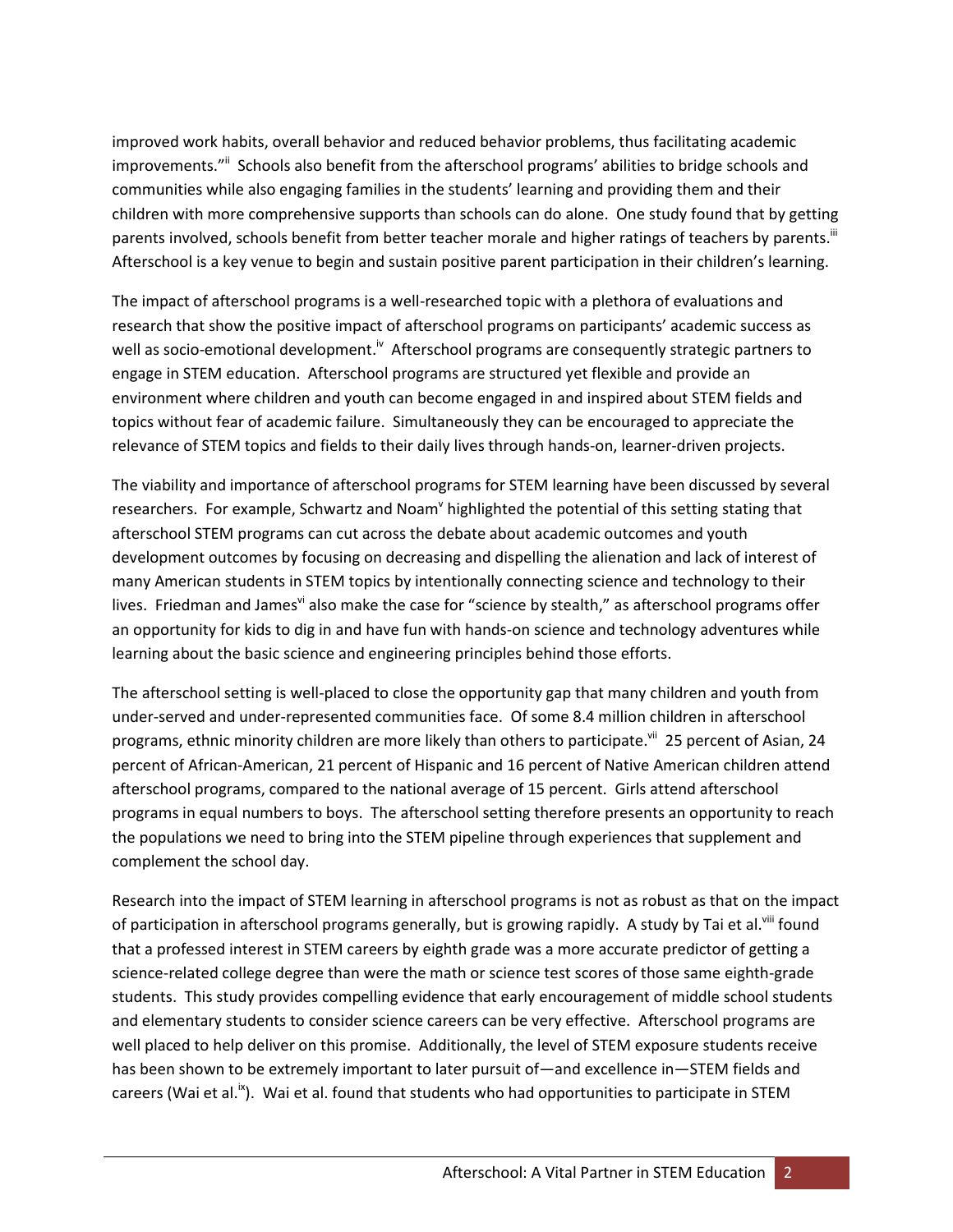improved work habits, overall behavior and reduced behavior problems, thus facilitating academic improvements."[ii] Schools also benefit from the afterschool programs' abilities to bridge schools and communities while also engaging families in the students' learning and providing them and their children with more comprehensive supports than schools can do alone. One study found that by getting parents involved, schools benefit from better teacher morale and higher ratings of teachers by parents.[iii] Afterschool is a key venue to begin and sustain positive parent participation in their children's learning.

The impact of afterschool programs is a well-researched topic with a plethora of evaluations and research that show the positive impact of afterschool programs on participants' academic success as well as socio-emotional development.[iv] Afterschool programs are consequently strategic partners to engage in STEM education. Afterschool programs are structured yet flexible and provide an environment where children and youth can become engaged in and inspired about STEM fields and topics without fear of academic failure. Simultaneously they can be encouraged to appreciate the relevance of STEM topics and fields to their daily lives through hands-on, learner-driven projects.

The viability and importance of afterschool programs for STEM learning have been discussed by several researchers. For example, Schwartz and Noam[v] highlighted the potential of this setting stating that afterschool STEM programs can cut across the debate about academic outcomes and youth development outcomes by focusing on decreasing and dispelling the alienation and lack of interest of many American students in STEM topics by intentionally connecting science and technology to their lives. Friedman and James[vi] also make the case for "science by stealth," as afterschool programs offer an opportunity for kids to dig in and have fun with hands-on science and technology adventures while learning about the basic science and engineering principles behind those efforts.

The afterschool setting is well-placed to close the opportunity gap that many children and youth from under-served and under-represented communities face. Of some 8.4 million children in afterschool programs, ethnic minority children are more likely than others to participate.[vii] 25 percent of Asian, 24 percent of African-American, 21 percent of Hispanic and 16 percent of Native American children attend afterschool programs, compared to the national average of 15 percent. Girls attend afterschool programs in equal numbers to boys. The afterschool setting therefore presents an opportunity to reach the populations we need to bring into the STEM pipeline through experiences that supplement and complement the school day.

Research into the impact of STEM learning in afterschool programs is not as robust as that on the impact of participation in afterschool programs generally, but is growing rapidly. A study by Tai et al.[viii] found that a professed interest in STEM careers by eighth grade was a more accurate predictor of getting a science-related college degree than were the math or science test scores of those same eighth-grade students. This study provides compelling evidence that early encouragement of middle school students and elementary students to consider science careers can be very effective. Afterschool programs are well placed to help deliver on this promise. Additionally, the level of STEM exposure students receive has been shown to be extremely important to later pursuit of—and excellence in—STEM fields and careers (Wai et al.[ix]). Wai et al. found that students who had opportunities to participate in STEM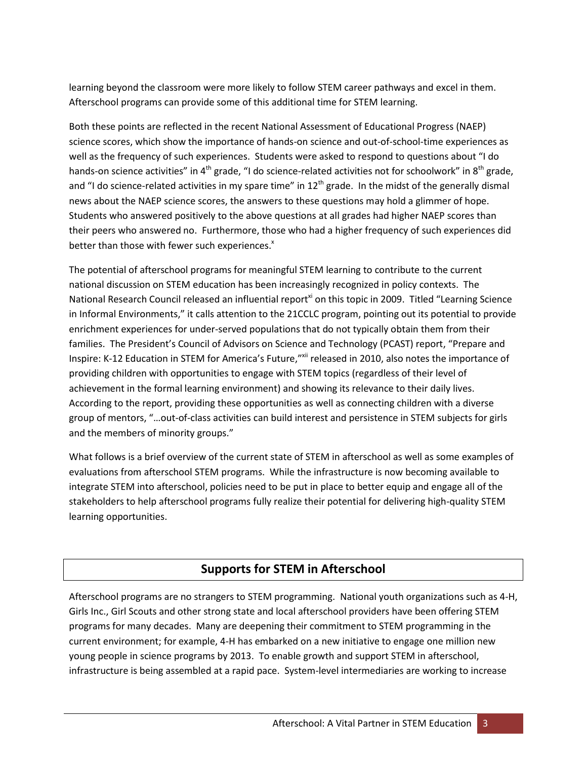learning beyond the classroom were more likely to follow STEM career pathways and excel in them. Afterschool programs can provide some of this additional time for STEM learning.

Both these points are reflected in the recent National Assessment of Educational Progress (NAEP) science scores, which show the importance of hands-on science and out-of-school-time experiences as well as the frequency of such experiences. Students were asked to respond to questions about "I do hands-on science activities" in 4th grade, "I do science-related activities not for schoolwork" in 8th grade, and "I do science-related activities in my spare time" in 12th grade. In the midst of the generally dismal news about the NAEP science scores, the answers to these questions may hold a glimmer of hope. Students who answered positively to the above questions at all grades had higher NAEP scores than their peers who answered no. Furthermore, those who had a higher frequency of such experiences did better than those with fewer such experiences.[x]

The potential of afterschool programs for meaningful STEM learning to contribute to the current national discussion on STEM education has been increasingly recognized in policy contexts. The National Research Council released an influential report[xi] on this topic in 2009. Titled "Learning Science in Informal Environments," it calls attention to the 21CCLC program, pointing out its potential to provide enrichment experiences for under-served populations that do not typically obtain them from their families. The President's Council of Advisors on Science and Technology (PCAST) report, "Prepare and Inspire: K-12 Education in STEM for America's Future,"[xii] released in 2010, also notes the importance of providing children with opportunities to engage with STEM topics (regardless of their level of achievement in the formal learning environment) and showing its relevance to their daily lives. According to the report, providing these opportunities as well as connecting children with a diverse group of mentors, "…out-of-class activities can build interest and persistence in STEM subjects for girls and the members of minority groups."

What follows is a brief overview of the current state of STEM in afterschool as well as some examples of evaluations from afterschool STEM programs. While the infrastructure is now becoming available to integrate STEM into afterschool, policies need to be put in place to better equip and engage all of the stakeholders to help afterschool programs fully realize their potential for delivering high-quality STEM learning opportunities.

## Supports for STEM in Afterschool

Afterschool programs are no strangers to STEM programming. National youth organizations such as 4-H, Girls Inc., Girl Scouts and other strong state and local afterschool providers have been offering STEM programs for many decades. Many are deepening their commitment to STEM programming in the current environment; for example, 4-H has embarked on a new initiative to engage one million new young people in science programs by 2013. To enable growth and support STEM in afterschool, infrastructure is being assembled at a rapid pace. System-level intermediaries are working to increase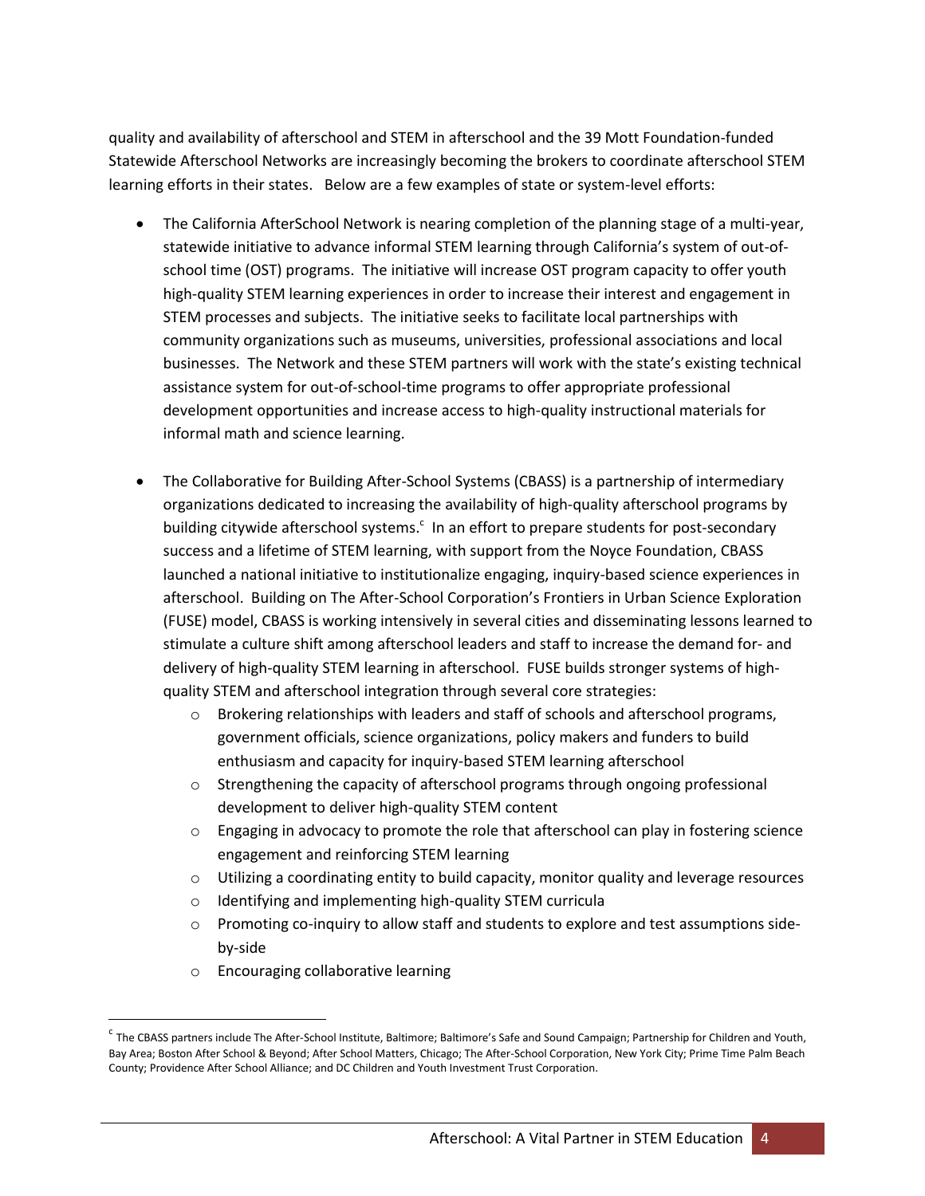quality and availability of afterschool and STEM in afterschool and the 39 Mott Foundation-funded Statewide Afterschool Networks are increasingly becoming the brokers to coordinate afterschool STEM learning efforts in their states. Below are a few examples of state or system-level efforts:

- The California AfterSchool Network is nearing completion of the planning stage of a multi-year, statewide initiative to advance informal STEM learning through California's system of out-of-school time (OST) programs. The initiative will increase OST program capacity to offer youth high-quality STEM learning experiences in order to increase their interest and engagement in STEM processes and subjects. The initiative seeks to facilitate local partnerships with community organizations such as museums, universities, professional associations and local businesses. The Network and these STEM partners will work with the state's existing technical assistance system for out-of-school-time programs to offer appropriate professional development opportunities and increase access to high-quality instructional materials for informal math and science learning.

- The Collaborative for Building After-School Systems (CBASS) is a partnership of intermediary organizations dedicated to increasing the availability of high-quality afterschool programs by building citywide afterschool systems.[c] In an effort to prepare students for post-secondary success and a lifetime of STEM learning, with support from the Noyce Foundation, CBASS launched a national initiative to institutionalize engaging, inquiry-based science experiences in afterschool. Building on The After-School Corporation's Frontiers in Urban Science Exploration (FUSE) model, CBASS is working intensively in several cities and disseminating lessons learned to stimulate a culture shift among afterschool leaders and staff to increase the demand for- and delivery of high-quality STEM learning in afterschool. FUSE builds stronger systems of high-quality STEM and afterschool integration through several core strategies:
  - Brokering relationships with leaders and staff of schools and afterschool programs, government officials, science organizations, policy makers and funders to build enthusiasm and capacity for inquiry-based STEM learning afterschool
  - Strengthening the capacity of afterschool programs through ongoing professional development to deliver high-quality STEM content
  - Engaging in advocacy to promote the role that afterschool can play in fostering science engagement and reinforcing STEM learning
  - Utilizing a coordinating entity to build capacity, monitor quality and leverage resources
  - Identifying and implementing high-quality STEM curricula
  - Promoting co-inquiry to allow staff and students to explore and test assumptions side-by-side
  - Encouraging collaborative learning

[c] The CBASS partners include The After-School Institute, Baltimore; Baltimore's Safe and Sound Campaign; Partnership for Children and Youth, Bay Area; Boston After School & Beyond; After School Matters, Chicago; The After-School Corporation, New York City; Prime Time Palm Beach County; Providence After School Alliance; and DC Children and Youth Investment Trust Corporation.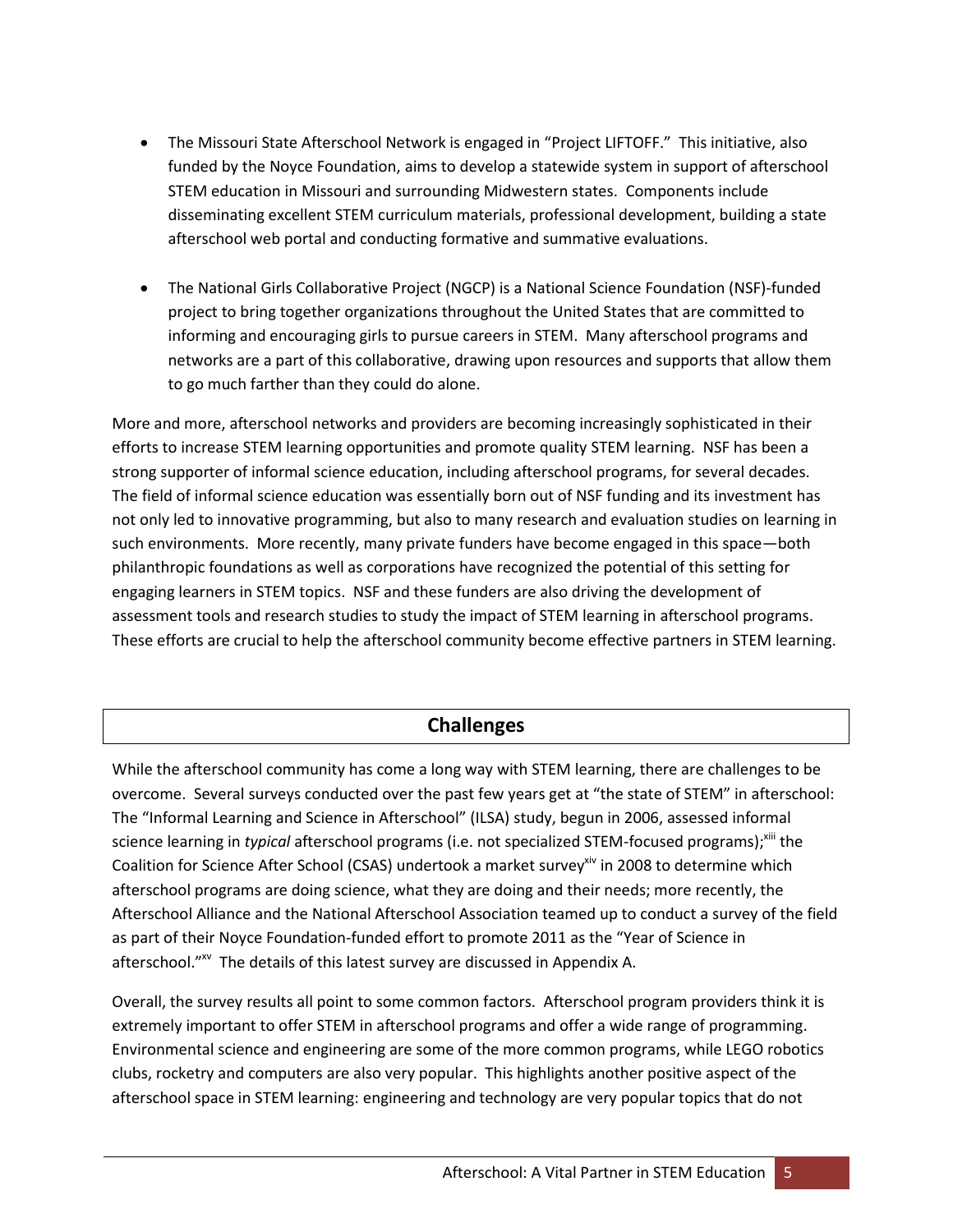- The Missouri State Afterschool Network is engaged in "Project LIFTOFF." This initiative, also funded by the Noyce Foundation, aims to develop a statewide system in support of afterschool STEM education in Missouri and surrounding Midwestern states. Components include disseminating excellent STEM curriculum materials, professional development, building a state afterschool web portal and conducting formative and summative evaluations.

- The National Girls Collaborative Project (NGCP) is a National Science Foundation (NSF)-funded project to bring together organizations throughout the United States that are committed to informing and encouraging girls to pursue careers in STEM. Many afterschool programs and networks are a part of this collaborative, drawing upon resources and supports that allow them to go much farther than they could do alone.

More and more, afterschool networks and providers are becoming increasingly sophisticated in their efforts to increase STEM learning opportunities and promote quality STEM learning. NSF has been a strong supporter of informal science education, including afterschool programs, for several decades. The field of informal science education was essentially born out of NSF funding and its investment has not only led to innovative programming, but also to many research and evaluation studies on learning in such environments. More recently, many private funders have become engaged in this space—both philanthropic foundations as well as corporations have recognized the potential of this setting for engaging learners in STEM topics. NSF and these funders are also driving the development of assessment tools and research studies to study the impact of STEM learning in afterschool programs. These efforts are crucial to help the afterschool community become effective partners in STEM learning.

## Challenges

While the afterschool community has come a long way with STEM learning, there are challenges to be overcome. Several surveys conducted over the past few years get at "the state of STEM" in afterschool: The "Informal Learning and Science in Afterschool" (ILSA) study, begun in 2006, assessed informal science learning in *typical* afterschool programs (i.e. not specialized STEM-focused programs);[xiii] the Coalition for Science After School (CSAS) undertook a market survey[xiv] in 2008 to determine which afterschool programs are doing science, what they are doing and their needs; more recently, the Afterschool Alliance and the National Afterschool Association teamed up to conduct a survey of the field as part of their Noyce Foundation-funded effort to promote 2011 as the "Year of Science in afterschool."[xv] The details of this latest survey are discussed in Appendix A.

Overall, the survey results all point to some common factors. Afterschool program providers think it is extremely important to offer STEM in afterschool programs and offer a wide range of programming. Environmental science and engineering are some of the more common programs, while LEGO robotics clubs, rocketry and computers are also very popular. This highlights another positive aspect of the afterschool space in STEM learning: engineering and technology are very popular topics that do not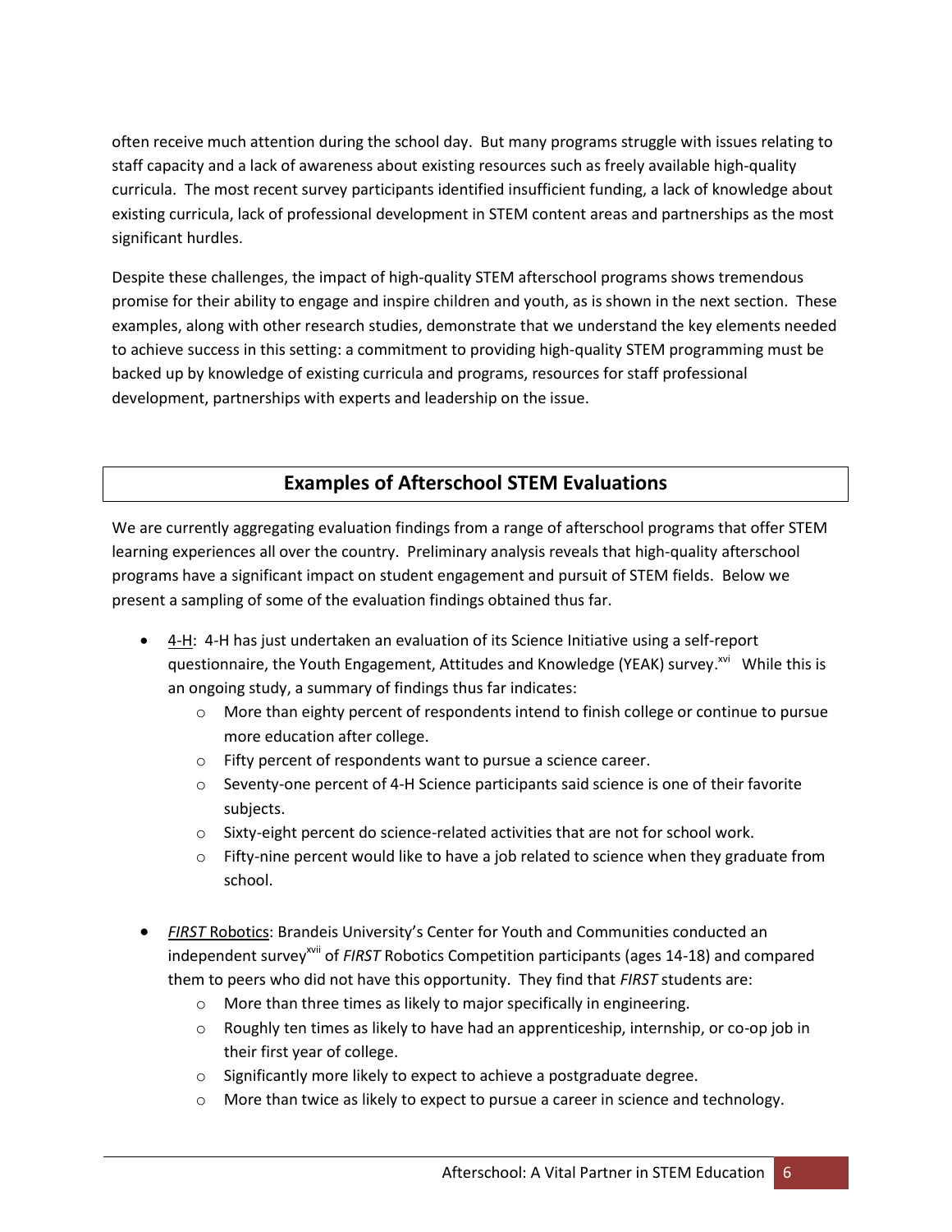often receive much attention during the school day. But many programs struggle with issues relating to staff capacity and a lack of awareness about existing resources such as freely available high-quality curricula. The most recent survey participants identified insufficient funding, a lack of knowledge about existing curricula, lack of professional development in STEM content areas and partnerships as the most significant hurdles.

Despite these challenges, the impact of high-quality STEM afterschool programs shows tremendous promise for their ability to engage and inspire children and youth, as is shown in the next section. These examples, along with other research studies, demonstrate that we understand the key elements needed to achieve success in this setting: a commitment to providing high-quality STEM programming must be backed up by knowledge of existing curricula and programs, resources for staff professional development, partnerships with experts and leadership on the issue.

## Examples of Afterschool STEM Evaluations

We are currently aggregating evaluation findings from a range of afterschool programs that offer STEM learning experiences all over the country. Preliminary analysis reveals that high-quality afterschool programs have a significant impact on student engagement and pursuit of STEM fields. Below we present a sampling of some of the evaluation findings obtained thus far.

- 4-H: 4-H has just undertaken an evaluation of its Science Initiative using a self-report questionnaire, the Youth Engagement, Attitudes and Knowledge (YEAK) survey.[xvi] While this is an ongoing study, a summary of findings thus far indicates:
  - More than eighty percent of respondents intend to finish college or continue to pursue more education after college.
  - Fifty percent of respondents want to pursue a science career.
  - Seventy-one percent of 4-H Science participants said science is one of their favorite subjects.
  - Sixty-eight percent do science-related activities that are not for school work.
  - Fifty-nine percent would like to have a job related to science when they graduate from school.

- *FIRST* Robotics: Brandeis University's Center for Youth and Communities conducted an independent survey[xvii] of *FIRST* Robotics Competition participants (ages 14-18) and compared them to peers who did not have this opportunity. They find that *FIRST* students are:
  - More than three times as likely to major specifically in engineering.
  - Roughly ten times as likely to have had an apprenticeship, internship, or co-op job in their first year of college.
  - Significantly more likely to expect to achieve a postgraduate degree.
  - More than twice as likely to expect to pursue a career in science and technology.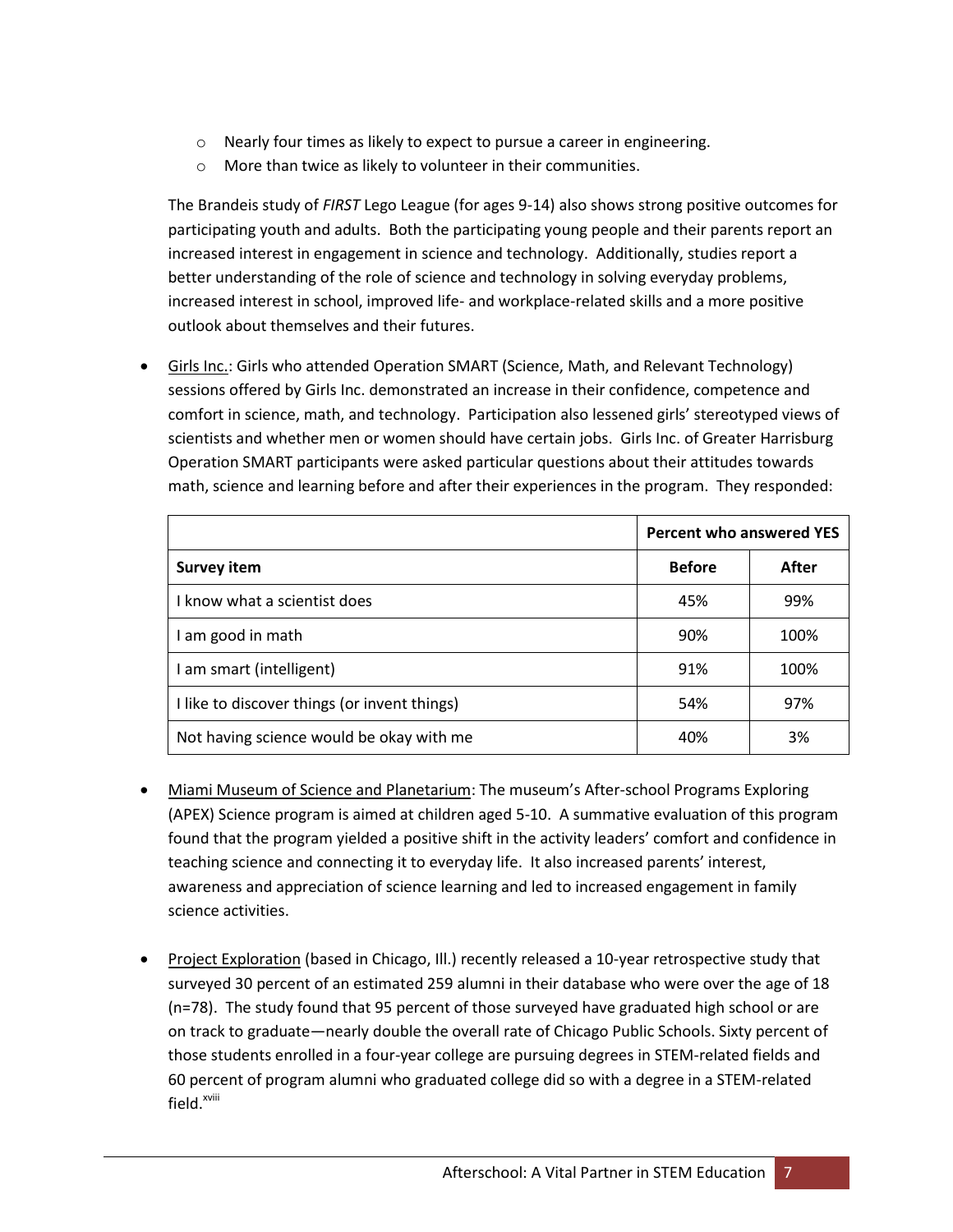- Nearly four times as likely to expect to pursue a career in engineering.
  - More than twice as likely to volunteer in their communities.

  The Brandeis study of *FIRST* Lego League (for ages 9-14) also shows strong positive outcomes for participating youth and adults. Both the participating young people and their parents report an increased interest in engagement in science and technology. Additionally, studies report a better understanding of the role of science and technology in solving everyday problems, increased interest in school, improved life- and workplace-related skills and a more positive outlook about themselves and their futures.

- Girls Inc.: Girls who attended Operation SMART (Science, Math, and Relevant Technology) sessions offered by Girls Inc. demonstrated an increase in their confidence, competence and comfort in science, math, and technology. Participation also lessened girls' stereotyped views of scientists and whether men or women should have certain jobs. Girls Inc. of Greater Harrisburg Operation SMART participants were asked particular questions about their attitudes towards math, science and learning before and after their experiences in the program. They responded:

| | **Percent who answered YES** | |
|---|---|---|
| **Survey item** | **Before** | **After** |
| I know what a scientist does | 45% | 99% |
| I am good in math | 90% | 100% |
| I am smart (intelligent) | 91% | 100% |
| I like to discover things (or invent things) | 54% | 97% |
| Not having science would be okay with me | 40% | 3% |

- Miami Museum of Science and Planetarium: The museum's After-school Programs Exploring (APEX) Science program is aimed at children aged 5-10. A summative evaluation of this program found that the program yielded a positive shift in the activity leaders' comfort and confidence in teaching science and connecting it to everyday life. It also increased parents' interest, awareness and appreciation of science learning and led to increased engagement in family science activities.

- Project Exploration (based in Chicago, Ill.) recently released a 10-year retrospective study that surveyed 30 percent of an estimated 259 alumni in their database who were over the age of 18 (n=78). The study found that 95 percent of those surveyed have graduated high school or are on track to graduate—nearly double the overall rate of Chicago Public Schools. Sixty percent of those students enrolled in a four-year college are pursuing degrees in STEM-related fields and 60 percent of program alumni who graduated college did so with a degree in a STEM-related field.[xviii]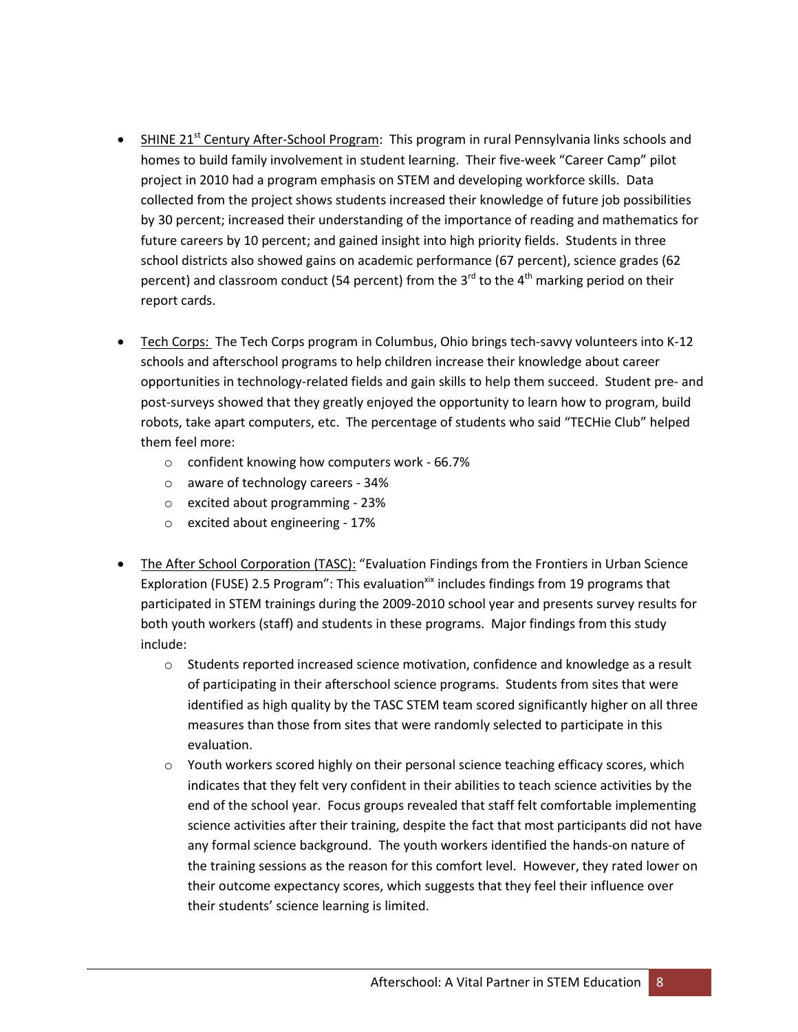- SHINE 21st Century After-School Program: This program in rural Pennsylvania links schools and homes to build family involvement in student learning. Their five-week "Career Camp" pilot project in 2010 had a program emphasis on STEM and developing workforce skills. Data collected from the project shows students increased their knowledge of future job possibilities by 30 percent; increased their understanding of the importance of reading and mathematics for future careers by 10 percent; and gained insight into high priority fields. Students in three school districts also showed gains on academic performance (67 percent), science grades (62 percent) and classroom conduct (54 percent) from the 3rd to the 4th marking period on their report cards.

- Tech Corps: The Tech Corps program in Columbus, Ohio brings tech-savvy volunteers into K-12 schools and afterschool programs to help children increase their knowledge about career opportunities in technology-related fields and gain skills to help them succeed. Student pre- and post-surveys showed that they greatly enjoyed the opportunity to learn how to program, build robots, take apart computers, etc. The percentage of students who said "TECHie Club" helped them feel more:
  - confident knowing how computers work - 66.7%
  - aware of technology careers - 34%
  - excited about programming - 23%
  - excited about engineering - 17%

- The After School Corporation (TASC): "Evaluation Findings from the Frontiers in Urban Science Exploration (FUSE) 2.5 Program": This evaluation[xix] includes findings from 19 programs that participated in STEM trainings during the 2009-2010 school year and presents survey results for both youth workers (staff) and students in these programs. Major findings from this study include:
  - Students reported increased science motivation, confidence and knowledge as a result of participating in their afterschool science programs. Students from sites that were identified as high quality by the TASC STEM team scored significantly higher on all three measures than those from sites that were randomly selected to participate in this evaluation.
  - Youth workers scored highly on their personal science teaching efficacy scores, which indicates that they felt very confident in their abilities to teach science activities by the end of the school year. Focus groups revealed that staff felt comfortable implementing science activities after their training, despite the fact that most participants did not have any formal science background. The youth workers identified the hands-on nature of the training sessions as the reason for this comfort level. However, they rated lower on their outcome expectancy scores, which suggests that they feel their influence over their students' science learning is limited.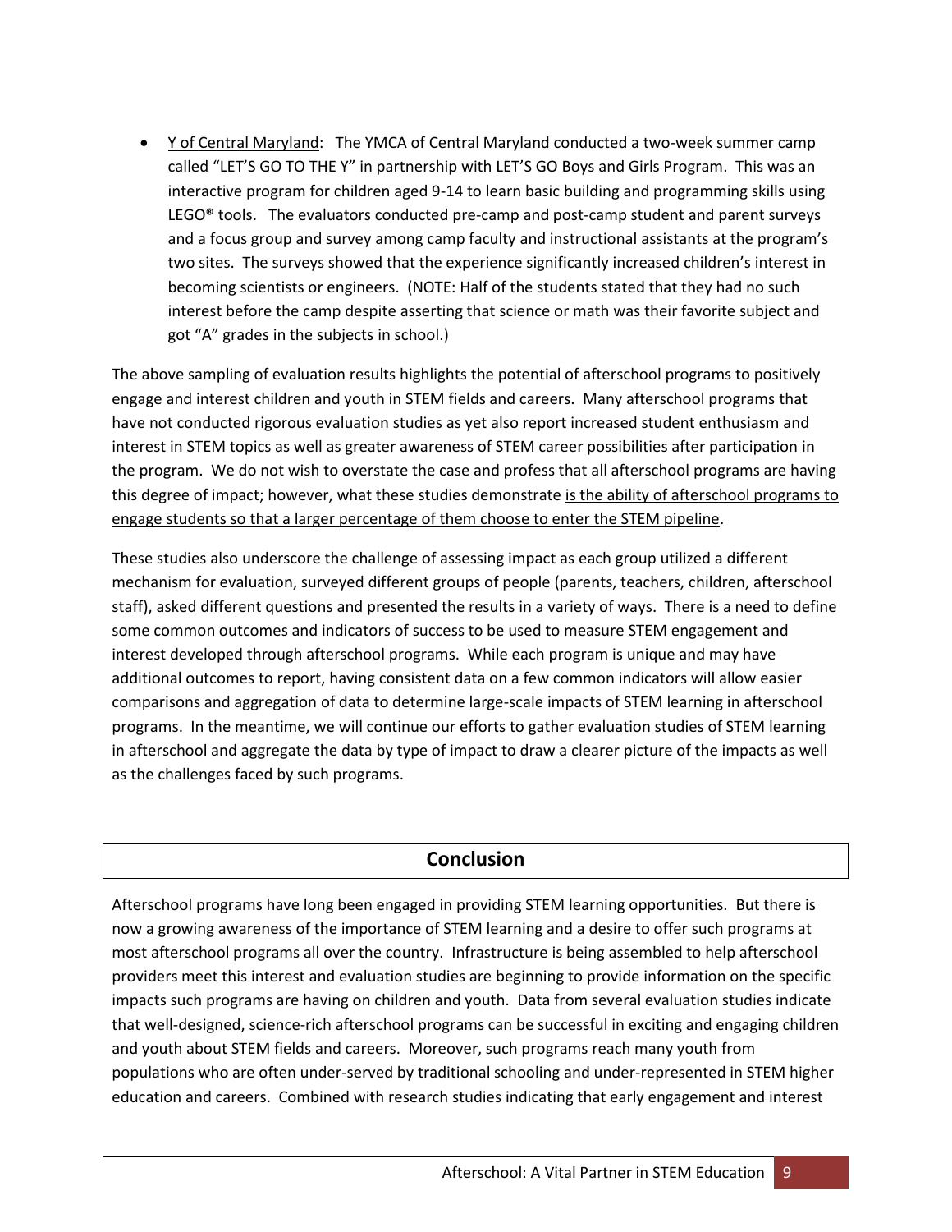- Y of Central Maryland: The YMCA of Central Maryland conducted a two-week summer camp called "LET'S GO TO THE Y" in partnership with LET'S GO Boys and Girls Program. This was an interactive program for children aged 9-14 to learn basic building and programming skills using LEGO® tools. The evaluators conducted pre-camp and post-camp student and parent surveys and a focus group and survey among camp faculty and instructional assistants at the program's two sites. The surveys showed that the experience significantly increased children's interest in becoming scientists or engineers. (NOTE: Half of the students stated that they had no such interest before the camp despite asserting that science or math was their favorite subject and got "A" grades in the subjects in school.)

The above sampling of evaluation results highlights the potential of afterschool programs to positively engage and interest children and youth in STEM fields and careers. Many afterschool programs that have not conducted rigorous evaluation studies as yet also report increased student enthusiasm and interest in STEM topics as well as greater awareness of STEM career possibilities after participation in the program. We do not wish to overstate the case and profess that all afterschool programs are having this degree of impact; however, what these studies demonstrate is the ability of afterschool programs to engage students so that a larger percentage of them choose to enter the STEM pipeline.

These studies also underscore the challenge of assessing impact as each group utilized a different mechanism for evaluation, surveyed different groups of people (parents, teachers, children, afterschool staff), asked different questions and presented the results in a variety of ways. There is a need to define some common outcomes and indicators of success to be used to measure STEM engagement and interest developed through afterschool programs. While each program is unique and may have additional outcomes to report, having consistent data on a few common indicators will allow easier comparisons and aggregation of data to determine large-scale impacts of STEM learning in afterschool programs. In the meantime, we will continue our efforts to gather evaluation studies of STEM learning in afterschool and aggregate the data by type of impact to draw a clearer picture of the impacts as well as the challenges faced by such programs.

## Conclusion

Afterschool programs have long been engaged in providing STEM learning opportunities. But there is now a growing awareness of the importance of STEM learning and a desire to offer such programs at most afterschool programs all over the country. Infrastructure is being assembled to help afterschool providers meet this interest and evaluation studies are beginning to provide information on the specific impacts such programs are having on children and youth. Data from several evaluation studies indicate that well-designed, science-rich afterschool programs can be successful in exciting and engaging children and youth about STEM fields and careers. Moreover, such programs reach many youth from populations who are often under-served by traditional schooling and under-represented in STEM higher education and careers. Combined with research studies indicating that early engagement and interest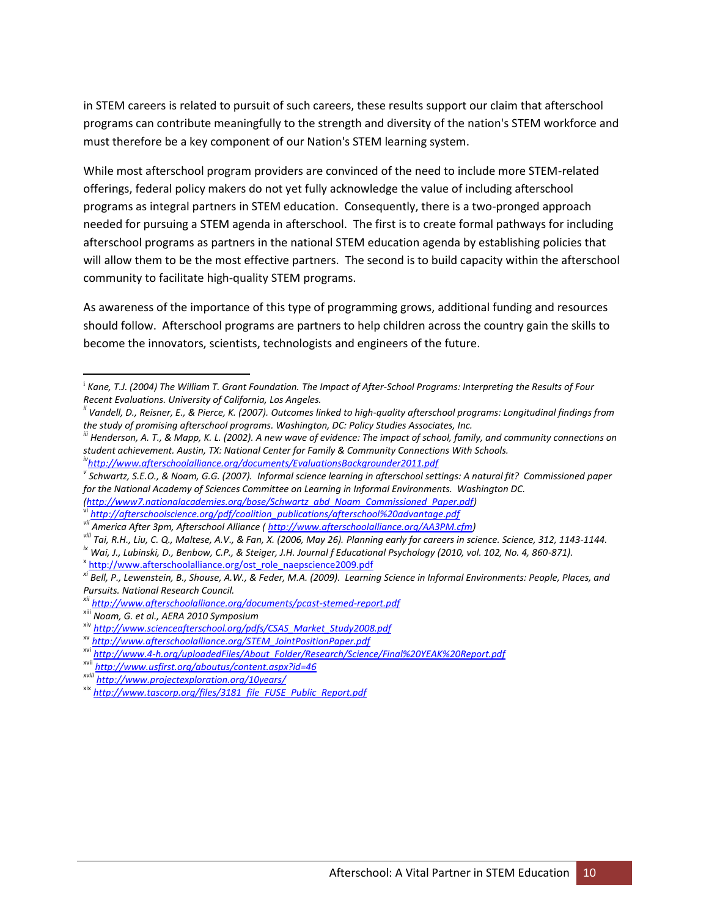in STEM careers is related to pursuit of such careers, these results support our claim that afterschool programs can contribute meaningfully to the strength and diversity of the nation's STEM workforce and must therefore be a key component of our Nation's STEM learning system.

While most afterschool program providers are convinced of the need to include more STEM-related offerings, federal policy makers do not yet fully acknowledge the value of including afterschool programs as integral partners in STEM education. Consequently, there is a two-pronged approach needed for pursuing a STEM agenda in afterschool. The first is to create formal pathways for including afterschool programs as partners in the national STEM education agenda by establishing policies that will allow them to be the most effective partners. The second is to build capacity within the afterschool community to facilitate high-quality STEM programs.

As awareness of the importance of this type of programming grows, additional funding and resources should follow. Afterschool programs are partners to help children across the country gain the skills to become the innovators, scientists, technologists and engineers of the future.

---

[i] *Kane, T.J. (2004) The William T. Grant Foundation. The Impact of After-School Programs: Interpreting the Results of Four Recent Evaluations. University of California, Los Angeles.*

[ii] *Vandell, D., Reisner, E., & Pierce, K. (2007). Outcomes linked to high-quality afterschool programs: Longitudinal findings from the study of promising afterschool programs. Washington, DC: Policy Studies Associates, Inc.*

[iii] *Henderson, A. T., & Mapp, K. L. (2002). A new wave of evidence: The impact of school, family, and community connections on student achievement. Austin, TX: National Center for Family & Community Connections With Schools.*

[iv] *http://www.afterschoolalliance.org/documents/EvaluationsBackgrounder2011.pdf*

[v] *Schwartz, S.E.O., & Noam, G.G. (2007). Informal science learning in afterschool settings: A natural fit? Commissioned paper for the National Academy of Sciences Committee on Learning in Informal Environments. Washington DC. (http://www7.nationalacademies.org/bose/Schwartz_abd_Noam_Commissioned_Paper.pdf)*

[vi] *http://afterschoolscience.org/pdf/coalition_publications/afterschool%20advantage.pdf*

[vii] *America After 3pm, Afterschool Alliance ( http://www.afterschoolalliance.org/AA3PM.cfm)*

[viii] *Tai, R.H., Liu, C. Q., Maltese, A.V., & Fan, X. (2006, May 26). Planning early for careers in science. Science, 312, 1143-1144.*

[ix] *Wai, J., Lubinski, D., Benbow, C.P., & Steiger, J.H. Journal f Educational Psychology (2010, vol. 102, No. 4, 860-871).*

[x] http://www.afterschoolalliance.org/ost_role_naepscience2009.pdf

[xi] *Bell, P., Lewenstein, B., Shouse, A.W., & Feder, M.A. (2009). Learning Science in Informal Environments: People, Places, and Pursuits. National Research Council.*

[xii] *http://www.afterschoolalliance.org/documents/pcast-stemed-report.pdf*

[xiii] *Noam, G. et al., AERA 2010 Symposium*

[xiv] *http://www.scienceafterschool.org/pdfs/CSAS_Market_Study2008.pdf*

[xv] *http://www.afterschoolalliance.org/STEM_JointPositionPaper.pdf*

[xvi] *http://www.4-h.org/uploadedFiles/About_Folder/Research/Science/Final%20YEAK%20Report.pdf*

[xvii] *http://www.usfirst.org/aboutus/content.aspx?id=46*

[xviii] *http://www.projectexploration.org/10years/*

[xix] *http://www.tascorp.org/files/3181_file_FUSE_Public_Report.pdf*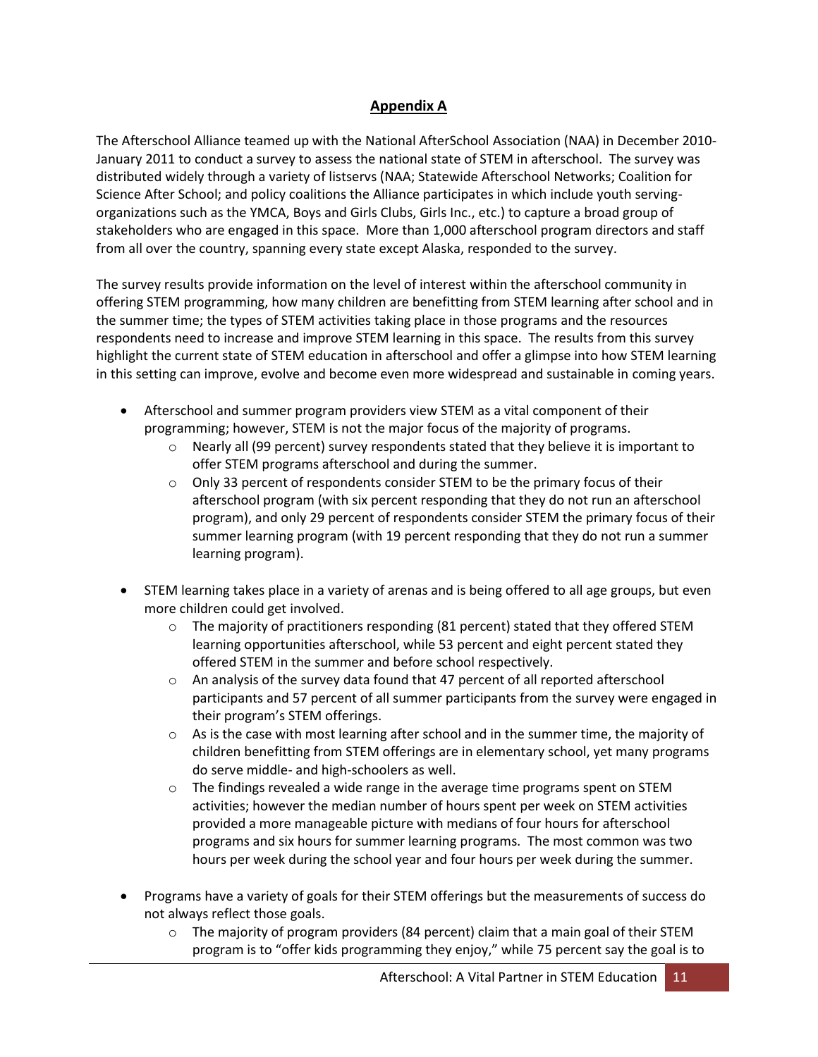## Appendix A

The Afterschool Alliance teamed up with the National AfterSchool Association (NAA) in December 2010-January 2011 to conduct a survey to assess the national state of STEM in afterschool. The survey was distributed widely through a variety of listservs (NAA; Statewide Afterschool Networks; Coalition for Science After School; and policy coalitions the Alliance participates in which include youth serving-organizations such as the YMCA, Boys and Girls Clubs, Girls Inc., etc.) to capture a broad group of stakeholders who are engaged in this space. More than 1,000 afterschool program directors and staff from all over the country, spanning every state except Alaska, responded to the survey.

The survey results provide information on the level of interest within the afterschool community in offering STEM programming, how many children are benefitting from STEM learning after school and in the summer time; the types of STEM activities taking place in those programs and the resources respondents need to increase and improve STEM learning in this space. The results from this survey highlight the current state of STEM education in afterschool and offer a glimpse into how STEM learning in this setting can improve, evolve and become even more widespread and sustainable in coming years.

- Afterschool and summer program providers view STEM as a vital component of their programming; however, STEM is not the major focus of the majority of programs.
  - Nearly all (99 percent) survey respondents stated that they believe it is important to offer STEM programs afterschool and during the summer.
  - Only 33 percent of respondents consider STEM to be the primary focus of their afterschool program (with six percent responding that they do not run an afterschool program), and only 29 percent of respondents consider STEM the primary focus of their summer learning program (with 19 percent responding that they do not run a summer learning program).
- STEM learning takes place in a variety of arenas and is being offered to all age groups, but even more children could get involved.
  - The majority of practitioners responding (81 percent) stated that they offered STEM learning opportunities afterschool, while 53 percent and eight percent stated they offered STEM in the summer and before school respectively.
  - An analysis of the survey data found that 47 percent of all reported afterschool participants and 57 percent of all summer participants from the survey were engaged in their program's STEM offerings.
  - As is the case with most learning after school and in the summer time, the majority of children benefitting from STEM offerings are in elementary school, yet many programs do serve middle- and high-schoolers as well.
  - The findings revealed a wide range in the average time programs spent on STEM activities; however the median number of hours spent per week on STEM activities provided a more manageable picture with medians of four hours for afterschool programs and six hours for summer learning programs. The most common was two hours per week during the school year and four hours per week during the summer.
- Programs have a variety of goals for their STEM offerings but the measurements of success do not always reflect those goals.
  - The majority of program providers (84 percent) claim that a main goal of their STEM program is to "offer kids programming they enjoy," while 75 percent say the goal is to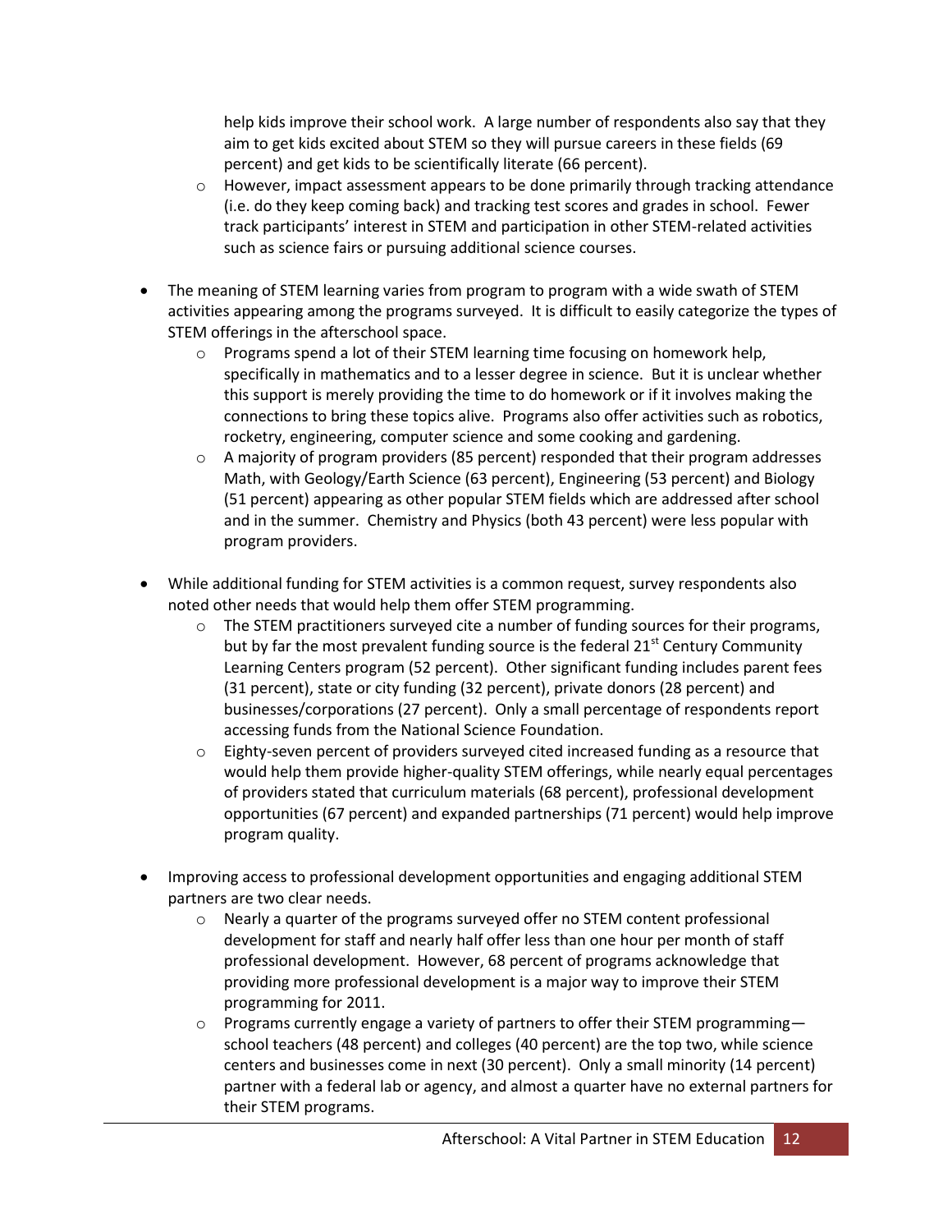help kids improve their school work. A large number of respondents also say that they aim to get kids excited about STEM so they will pursue careers in these fields (69 percent) and get kids to be scientifically literate (66 percent).
  - However, impact assessment appears to be done primarily through tracking attendance (i.e. do they keep coming back) and tracking test scores and grades in school. Fewer track participants' interest in STEM and participation in other STEM-related activities such as science fairs or pursuing additional science courses.

- The meaning of STEM learning varies from program to program with a wide swath of STEM activities appearing among the programs surveyed. It is difficult to easily categorize the types of STEM offerings in the afterschool space.
  - Programs spend a lot of their STEM learning time focusing on homework help, specifically in mathematics and to a lesser degree in science. But it is unclear whether this support is merely providing the time to do homework or if it involves making the connections to bring these topics alive. Programs also offer activities such as robotics, rocketry, engineering, computer science and some cooking and gardening.
  - A majority of program providers (85 percent) responded that their program addresses Math, with Geology/Earth Science (63 percent), Engineering (53 percent) and Biology (51 percent) appearing as other popular STEM fields which are addressed after school and in the summer. Chemistry and Physics (both 43 percent) were less popular with program providers.

- While additional funding for STEM activities is a common request, survey respondents also noted other needs that would help them offer STEM programming.
  - The STEM practitioners surveyed cite a number of funding sources for their programs, but by far the most prevalent funding source is the federal 21st Century Community Learning Centers program (52 percent). Other significant funding includes parent fees (31 percent), state or city funding (32 percent), private donors (28 percent) and businesses/corporations (27 percent). Only a small percentage of respondents report accessing funds from the National Science Foundation.
  - Eighty-seven percent of providers surveyed cited increased funding as a resource that would help them provide higher-quality STEM offerings, while nearly equal percentages of providers stated that curriculum materials (68 percent), professional development opportunities (67 percent) and expanded partnerships (71 percent) would help improve program quality.

- Improving access to professional development opportunities and engaging additional STEM partners are two clear needs.
  - Nearly a quarter of the programs surveyed offer no STEM content professional development for staff and nearly half offer less than one hour per month of staff professional development. However, 68 percent of programs acknowledge that providing more professional development is a major way to improve their STEM programming for 2011.
  - Programs currently engage a variety of partners to offer their STEM programming—school teachers (48 percent) and colleges (40 percent) are the top two, while science centers and businesses come in next (30 percent). Only a small minority (14 percent) partner with a federal lab or agency, and almost a quarter have no external partners for their STEM programs.